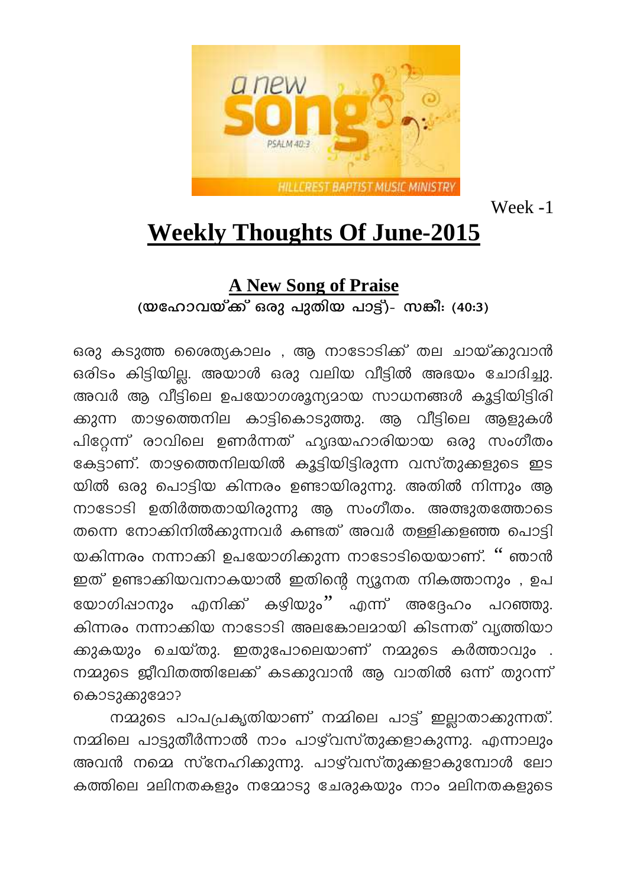Week -1

# Weekly Thoughts Of June-2015

## A New Song of Praise

**(യഹോവയ്ക്ക് ഒരു പുതിയ പാട്ട്)- സങ്കീ: (40:3)**

ഒരു കടുത്ത ശൈത്യകാലം , ആ നാടോടിക്ക് തല ചായ്ക്കുവാൻ ഒരിടം കിട്ടിയില്ല. അയാൾ ഒരു വലിയ വീട്ടിൽ അഭയം ചോദിച്ചു. അവർ ആ വീട്ടിലെ ഉപയോഗശൂന്യമായ സാധനങ്ങൾ കൂട്ടിയിട്ടിരിക്കുന്ന താഴത്തെനില കാട്ടികൊടുത്തു. ആ വീട്ടിലെ ആളുകൾ പിറ്റേന്ന് രാവിലെ ഉണർന്നത് ഹൃദയഹാരിയായ ഒരു സംഗീതം കേട്ടാണ്. താഴത്തെനിലയിൽ കൂട്ടിയിട്ടിരുന്ന വസ്തുക്കളുടെ ഇടയിൽ ഒരു പൊട്ടിയ കിന്നരം ഉണ്ടായിരുന്നു. അതിൽ നിന്നും ആ നാടോടി ഉതിർത്തതായിരുന്നു ആ സംഗീതം. അത്ഭുതത്തോടെ തന്നെ നോക്കിനിൽക്കുന്നവർ കണ്ടത് അവർ തള്ളിക്കളഞ്ഞ പൊട്ടിയകിന്നരം നന്നാക്കി ഉപയോഗിക്കുന്ന നാടോടിയെയാണ്. " ഞാൻ ഇത് ഉണ്ടാക്കിയവനാകയാൽ ഇതിന്റെ ന്യൂനത നികത്താനും , ഉപയോഗിപ്പാനും എനിക്ക് കഴിയും" എന്ന് അദ്ദേഹം പറഞ്ഞു. കിന്നരം നന്നാക്കിയ നാടോടി അലങ്കോലമായി കിടന്നത് വൃത്തിയാക്കുകയും ചെയ്തു. ഇതുപോലെയാണ് നമ്മുടെ കർത്താവും . നമ്മുടെ ജീവിതത്തിലേക്ക് കടക്കുവാൻ ആ വാതിൽ ഒന്ന് തുറന്ന് കൊടുക്കുമോ?

നമ്മുടെ പാപപ്രകൃതിയാണ് നമ്മിലെ പാട്ട് ഇല്ലാതാക്കുന്നത്. നമ്മിലെ പാട്ടുതീർന്നാൽ നാം പാഴ്‌വസ്തുക്കളാകുന്നു. എന്നാലും അവൻ നമ്മെ സ്നേഹിക്കുന്നു. പാഴ്‌വസ്തുക്കളാകുമ്പോൾ ലോകത്തിലെ മലിനതകളും നമ്മോടു ചേരുകയും നാം മലിനതകളുടെ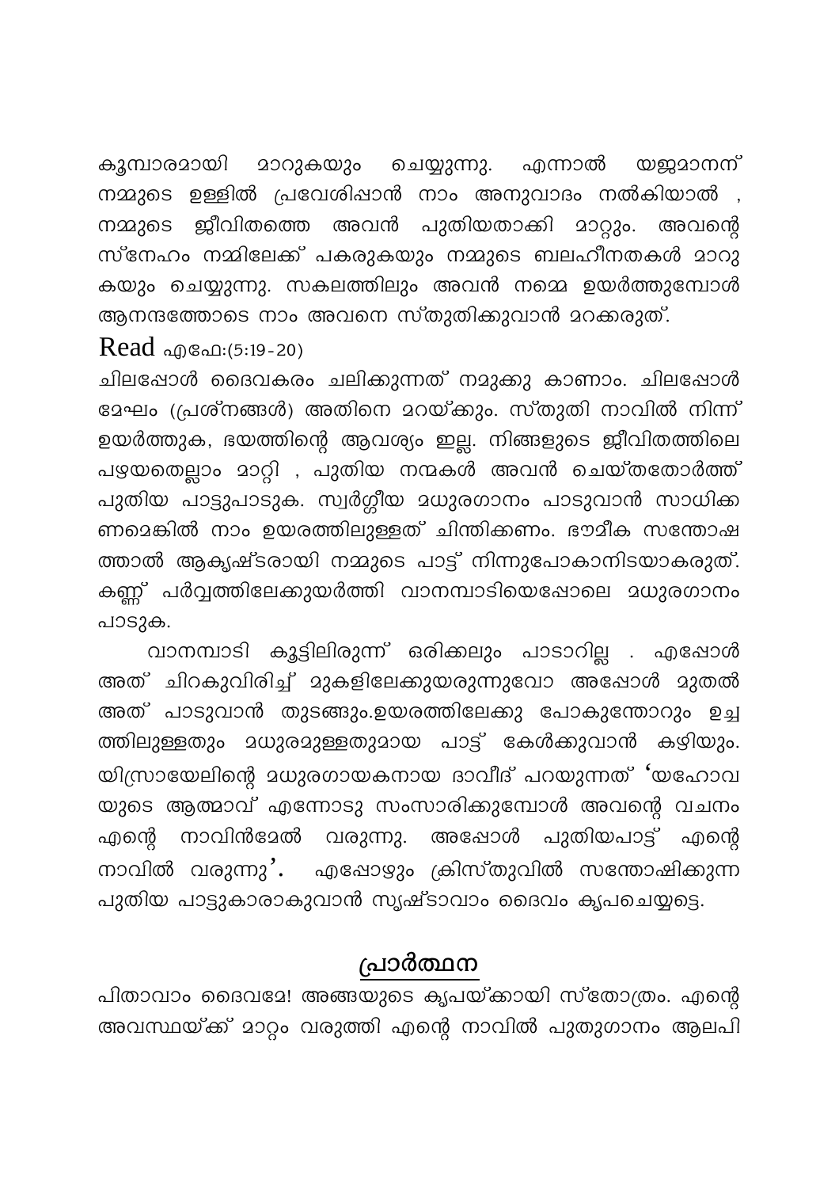കൂമ്പാരമായി മാറുകയും ചെയ്യുന്നു. എന്നാൽ യജമാനന് നമ്മുടെ ഉള്ളിൽ പ്രവേശിപ്പാൻ നാം അനുവാദം നൽകിയാൽ , നമ്മുടെ ജീവിതത്തെ അവൻ പുതിയതാക്കി മാറ്റും. അവന്റെ സ്നേഹം നമ്മിലേക്ക് പകരുകയും നമ്മുടെ ബലഹീനതകൾ മാറുകയും ചെയ്യുന്നു. സകലത്തിലും അവൻ നമ്മെ ഉയർത്തുമ്പോൾ ആനന്ദത്തോടെ നാം അവനെ സ്തുതിക്കുവാൻ മറക്കരുത്.

**Read** എഫേ:(5:19-20)

ചിലപ്പോൾ ദൈവകരം ചലിക്കുന്നത് നമുക്കു കാണാം. ചിലപ്പോൾ മേഘം (പ്രശ്നങ്ങൾ) അതിനെ മറയ്ക്കും. സ്തുതി നാവിൽ നിന്ന് ഉയർത്തുക, ഭയത്തിന്റെ ആവശ്യം ഇല്ല. നിങ്ങളുടെ ജീവിതത്തിലെ പഴയതെല്ലാം മാറ്റി , പുതിയ നന്മകൾ അവൻ ചെയ്തതോർത്ത് പുതിയ പാട്ടുപാടുക. സ്വർഗ്ഗീയ മധുരഗാനം പാടുവാൻ സാധിക്കണമെങ്കിൽ നാം ഉയരത്തിലുള്ളത് ചിന്തിക്കണം. ഭൗമീക സന്തോഷത്താൽ ആകൃഷ്ടരായി നമ്മുടെ പാട്ട് നിന്നുപോകാനിടയാകരുത്. കണ്ണ് പർവ്വത്തിലേക്കുയർത്തി വാനമ്പാടിയെപ്പോലെ മധുരഗാനം പാടുക.

വാനമ്പാടി കൂട്ടിലിരുന്ന് ഒരിക്കലും പാടാറില്ല . എപ്പോൾ അത് ചിറകുവിരിച്ച് മുകളിലേക്കുയരുന്നുവോ അപ്പോൾ മുതൽ അത് പാടുവാൻ തുടങ്ങും.ഉയരത്തിലേക്കു പോകുന്തോറും ഉച്ചത്തിലുള്ളതും മധുരമുള്ളതുമായ പാട്ട് കേൾക്കുവാൻ കഴിയും. യിസ്രായേലിന്റെ മധുരഗായകനായ ദാവീദ് പറയുന്നത് 'യഹോവയുടെ ആത്മാവ് എന്നോടു സംസാരിക്കുമ്പോൾ അവന്റെ വചനം എന്റെ നാവിൻമേൽ വരുന്നു. അപ്പോൾ പുതിയപാട്ട് എന്റെ നാവിൽ വരുന്നു'. എപ്പോഴും ക്രിസ്തുവിൽ സന്തോഷിക്കുന്ന പുതിയ പാട്ടുകാരാകുവാൻ സൃഷ്ടാവാം ദൈവം കൃപചെയ്യട്ടെ.

## പ്രാർത്ഥന

പിതാവാം ദൈവമേ! അങ്ങയുടെ കൃപയ്ക്കായി സ്തോത്രം. എന്റെ അവസ്ഥയ്ക്ക് മാറ്റം വരുത്തി എന്റെ നാവിൽ പുതുഗാനം ആലപി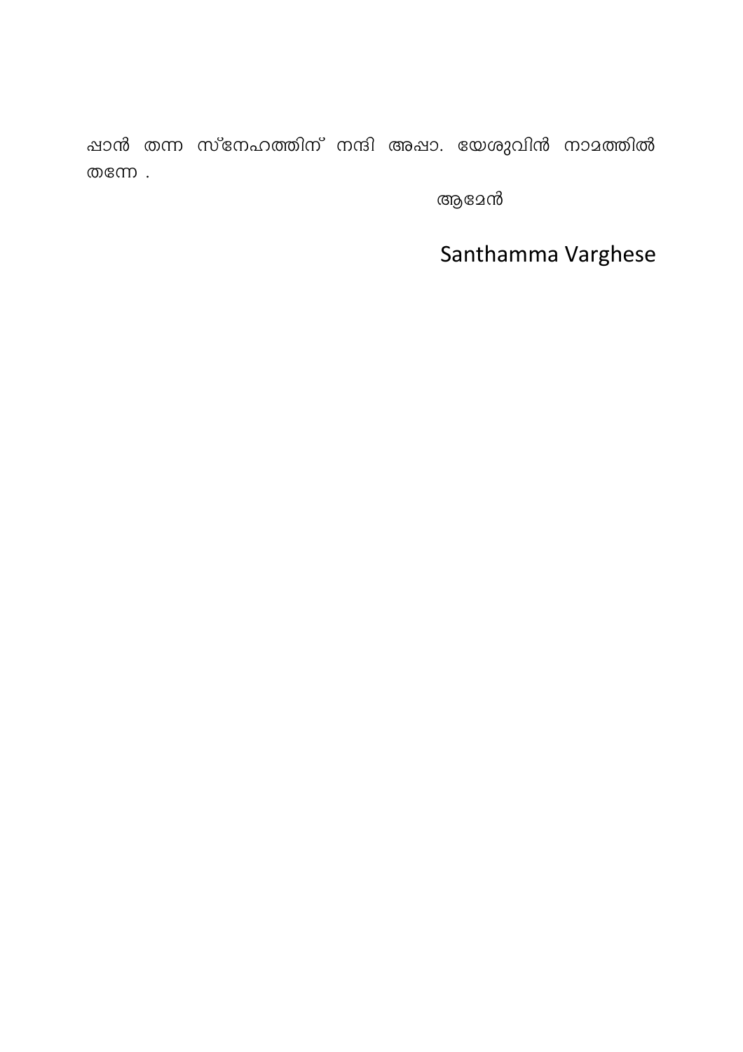ഷാൻ തന്ന സ്നേഹത്തിന് നന്ദി അപ്പാ. യേശുവിൻ നാമത്തിൽ തന്നേ .

ആമേൻ

Santhamma Varghese